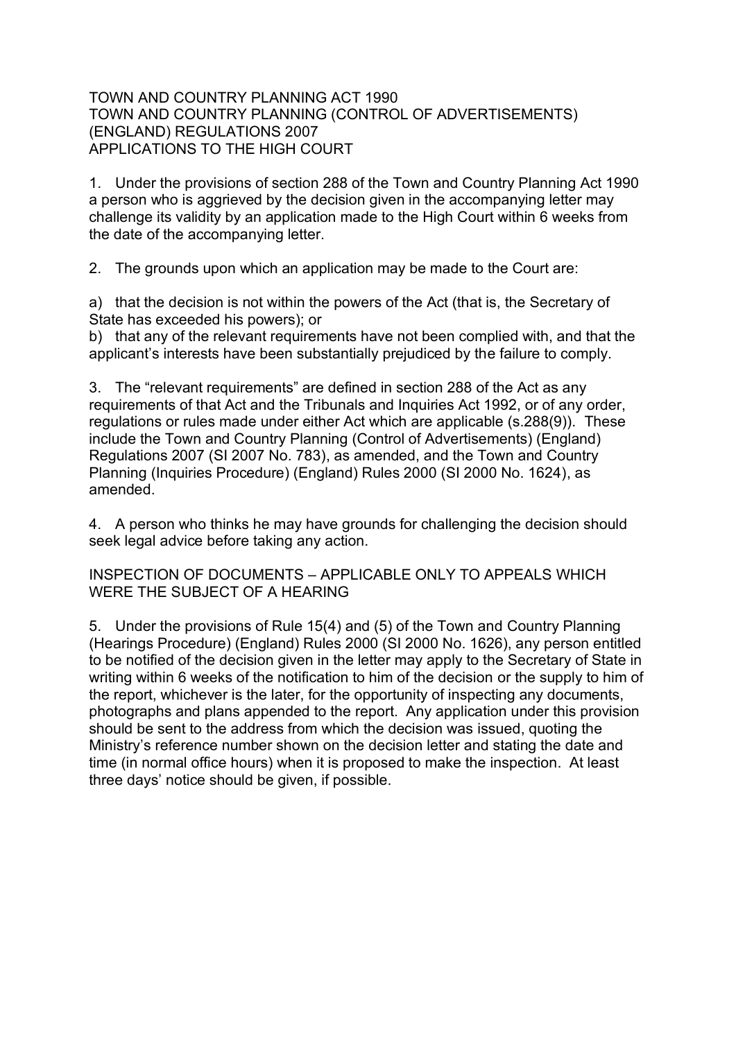TOWN AND COUNTRY PLANNING ACT 1990
TOWN AND COUNTRY PLANNING (CONTROL OF ADVERTISEMENTS) (ENGLAND) REGULATIONS 2007
APPLICATIONS TO THE HIGH COURT

1. Under the provisions of section 288 of the Town and Country Planning Act 1990 a person who is aggrieved by the decision given in the accompanying letter may challenge its validity by an application made to the High Court within 6 weeks from the date of the accompanying letter.

2. The grounds upon which an application may be made to the Court are:

a) that the decision is not within the powers of the Act (that is, the Secretary of State has exceeded his powers); or
b) that any of the relevant requirements have not been complied with, and that the applicant's interests have been substantially prejudiced by the failure to comply.

3. The "relevant requirements" are defined in section 288 of the Act as any requirements of that Act and the Tribunals and Inquiries Act 1992, or of any order, regulations or rules made under either Act which are applicable (s.288(9)). These include the Town and Country Planning (Control of Advertisements) (England) Regulations 2007 (SI 2007 No. 783), as amended, and the Town and Country Planning (Inquiries Procedure) (England) Rules 2000 (SI 2000 No. 1624), as amended.

4. A person who thinks he may have grounds for challenging the decision should seek legal advice before taking any action.

INSPECTION OF DOCUMENTS – APPLICABLE ONLY TO APPEALS WHICH WERE THE SUBJECT OF A HEARING

5. Under the provisions of Rule 15(4) and (5) of the Town and Country Planning (Hearings Procedure) (England) Rules 2000 (SI 2000 No. 1626), any person entitled to be notified of the decision given in the letter may apply to the Secretary of State in writing within 6 weeks of the notification to him of the decision or the supply to him of the report, whichever is the later, for the opportunity of inspecting any documents, photographs and plans appended to the report. Any application under this provision should be sent to the address from which the decision was issued, quoting the Ministry's reference number shown on the decision letter and stating the date and time (in normal office hours) when it is proposed to make the inspection. At least three days' notice should be given, if possible.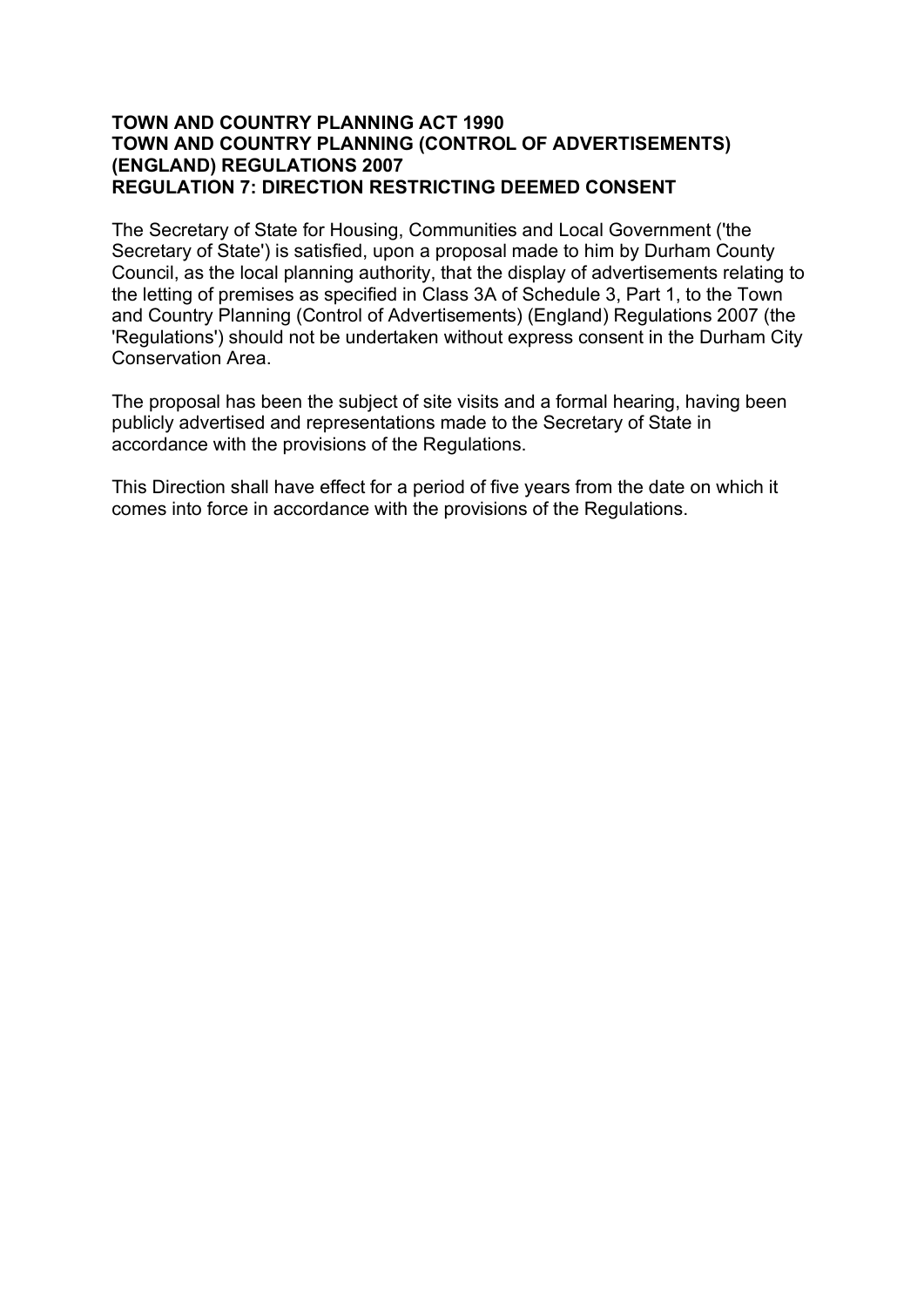**TOWN AND COUNTRY PLANNING ACT 1990**
**TOWN AND COUNTRY PLANNING (CONTROL OF ADVERTISEMENTS) (ENGLAND) REGULATIONS 2007**
**REGULATION 7: DIRECTION RESTRICTING DEEMED CONSENT**

The Secretary of State for Housing, Communities and Local Government ('the Secretary of State') is satisfied, upon a proposal made to him by Durham County Council, as the local planning authority, that the display of advertisements relating to the letting of premises as specified in Class 3A of Schedule 3, Part 1, to the Town and Country Planning (Control of Advertisements) (England) Regulations 2007 (the 'Regulations') should not be undertaken without express consent in the Durham City Conservation Area.

The proposal has been the subject of site visits and a formal hearing, having been publicly advertised and representations made to the Secretary of State in accordance with the provisions of the Regulations.

This Direction shall have effect for a period of five years from the date on which it comes into force in accordance with the provisions of the Regulations.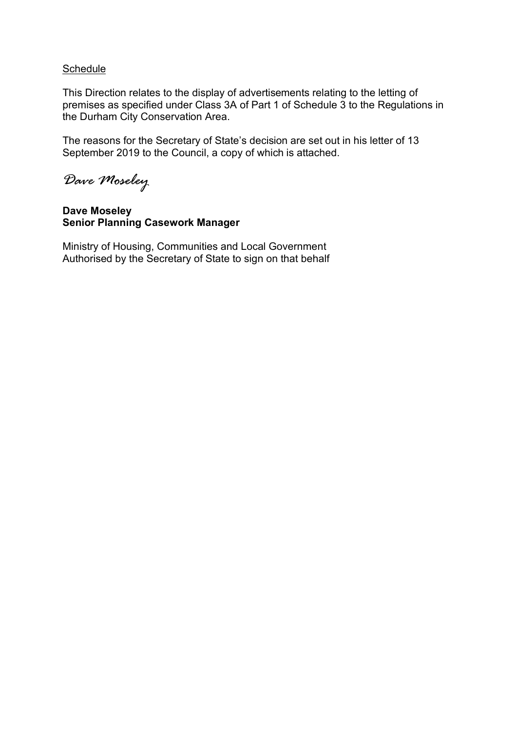Schedule

This Direction relates to the display of advertisements relating to the letting of premises as specified under Class 3A of Part 1 of Schedule 3 to the Regulations in the Durham City Conservation Area.

The reasons for the Secretary of State's decision are set out in his letter of 13 September 2019 to the Council, a copy of which is attached.

*Dave Moseley*

**Dave Moseley**
**Senior Planning Casework Manager**

Ministry of Housing, Communities and Local Government
Authorised by the Secretary of State to sign on that behalf